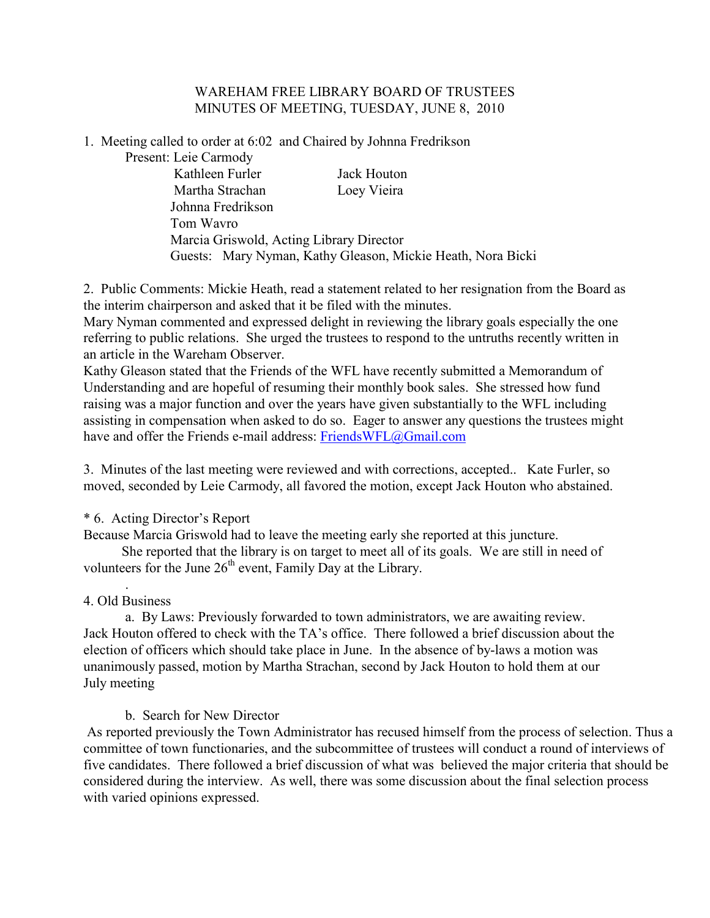# WAREHAM FREE LIBRARY BOARD OF TRUSTEES
## MINUTES OF MEETING, TUESDAY, JUNE 8, 2010

1. Meeting called to order at 6:02 and Chaired by Johnna Fredrikson

   Present: Leie Carmody
   - Kathleen Furler
   - Jack Houton
   - Martha Strachan
   - Loey Vieira
   - Johnna Fredrikson
   - Tom Wavro
   - Marcia Griswold, Acting Library Director
   - Guests: Mary Nyman, Kathy Gleason, Mickie Heath, Nora Bicki

2. Public Comments: Mickie Heath, read a statement related to her resignation from the Board as the interim chairperson and asked that it be filed with the minutes.
Mary Nyman commented and expressed delight in reviewing the library goals especially the one referring to public relations. She urged the trustees to respond to the untruths recently written in an article in the Wareham Observer.
Kathy Gleason stated that the Friends of the WFL have recently submitted a Memorandum of Understanding and are hopeful of resuming their monthly book sales. She stressed how fund raising was a major function and over the years have given substantially to the WFL including assisting in compensation when asked to do so. Eager to answer any questions the trustees might have and offer the Friends e-mail address: FriendsWFL@Gmail.com

3. Minutes of the last meeting were reviewed and with corrections, accepted.. Kate Furler, so moved, seconded by Leie Carmody, all favored the motion, except Jack Houton who abstained.

\* 6. Acting Director's Report
Because Marcia Griswold had to leave the meeting early she reported at this juncture.
She reported that the library is on target to meet all of its goals. We are still in need of volunteers for the June 26th event, Family Day at the Library.

4. Old Business

a. By Laws: Previously forwarded to town administrators, we are awaiting review. Jack Houton offered to check with the TA's office. There followed a brief discussion about the election of officers which should take place in June. In the absence of by-laws a motion was unanimously passed, motion by Martha Strachan, second by Jack Houton to hold them at our July meeting

b. Search for New Director
As reported previously the Town Administrator has recused himself from the process of selection. Thus a committee of town functionaries, and the subcommittee of trustees will conduct a round of interviews of five candidates. There followed a brief discussion of what was believed the major criteria that should be considered during the interview. As well, there was some discussion about the final selection process with varied opinions expressed.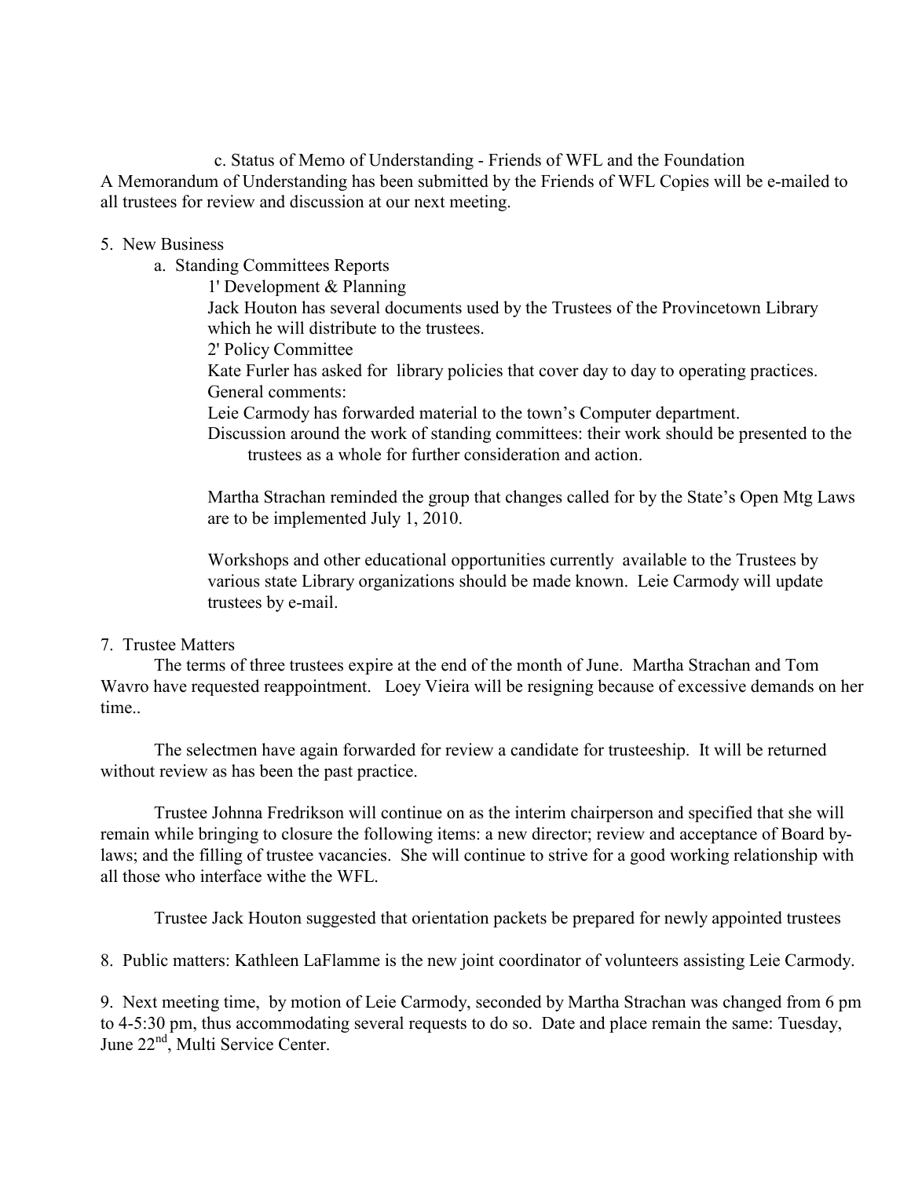c. Status of Memo of Understanding - Friends of WFL and the Foundation

A Memorandum of Understanding has been submitted by the Friends of WFL Copies will be e-mailed to all trustees for review and discussion at our next meeting.

5. New Business

   a. Standing Committees Reports

      1' Development & Planning

      Jack Houton has several documents used by the Trustees of the Provincetown Library which he will distribute to the trustees.

      2' Policy Committee

      Kate Furler has asked for library policies that cover day to day to operating practices.

      General comments:

      Leie Carmody has forwarded material to the town's Computer department.

      Discussion around the work of standing committees: their work should be presented to the trustees as a whole for further consideration and action.

      Martha Strachan reminded the group that changes called for by the State's Open Mtg Laws are to be implemented July 1, 2010.

      Workshops and other educational opportunities currently available to the Trustees by various state Library organizations should be made known. Leie Carmody will update trustees by e-mail.

7. Trustee Matters

The terms of three trustees expire at the end of the month of June. Martha Strachan and Tom Wavro have requested reappointment. Loey Vieira will be resigning because of excessive demands on her time..

The selectmen have again forwarded for review a candidate for trusteeship. It will be returned without review as has been the past practice.

Trustee Johnna Fredrikson will continue on as the interim chairperson and specified that she will remain while bringing to closure the following items: a new director; review and acceptance of Board by-laws; and the filling of trustee vacancies. She will continue to strive for a good working relationship with all those who interface withe the WFL.

Trustee Jack Houton suggested that orientation packets be prepared for newly appointed trustees

8. Public matters: Kathleen LaFlamme is the new joint coordinator of volunteers assisting Leie Carmody.

9. Next meeting time, by motion of Leie Carmody, seconded by Martha Strachan was changed from 6 pm to 4-5:30 pm, thus accommodating several requests to do so. Date and place remain the same: Tuesday, June 22nd, Multi Service Center.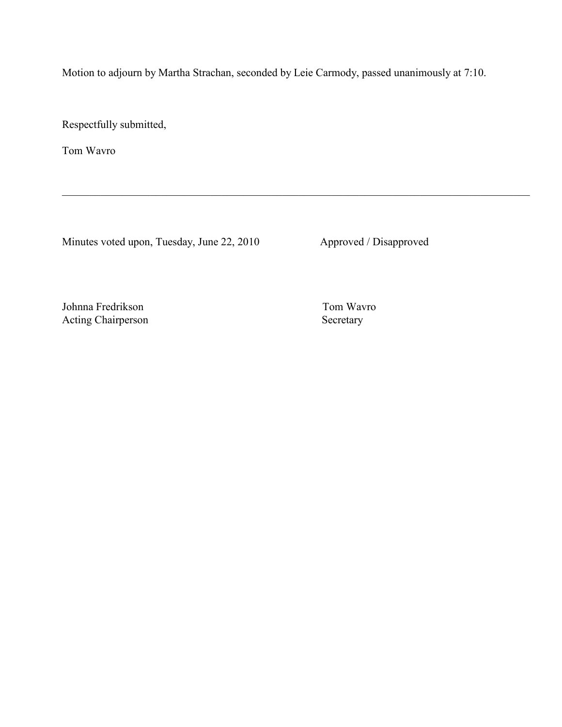Motion to adjourn by Martha Strachan, seconded by Leie Carmody, passed unanimously at 7:10.

Respectfully submitted,

Tom Wavro

---

Minutes voted upon, Tuesday, June 22, 2010 Approved / Disapproved

Johnna Fredrikson
Acting Chairperson

Tom Wavro
Secretary